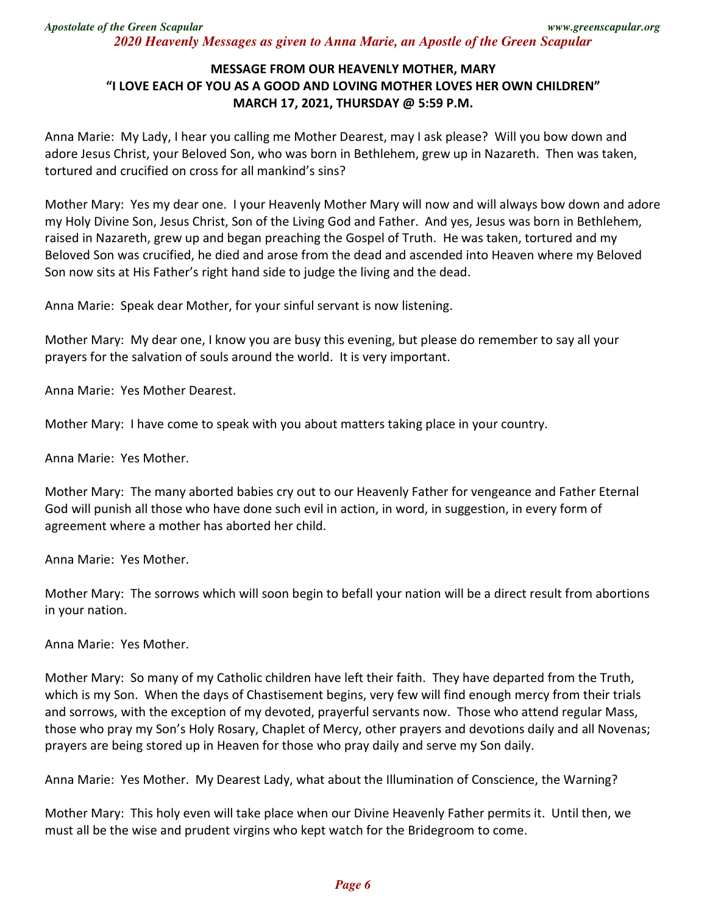## MESSAGE FROM OUR HEAVENLY MOTHER, MARY
## "I LOVE EACH OF YOU AS A GOOD AND LOVING MOTHER LOVES HER OWN CHILDREN"
## MARCH 17, 2021, THURSDAY @ 5:59 P.M.

Anna Marie: My Lady, I hear you calling me Mother Dearest, may I ask please? Will you bow down and adore Jesus Christ, your Beloved Son, who was born in Bethlehem, grew up in Nazareth. Then was taken, tortured and crucified on cross for all mankind's sins?

Mother Mary: Yes my dear one. I your Heavenly Mother Mary will now and will always bow down and adore my Holy Divine Son, Jesus Christ, Son of the Living God and Father. And yes, Jesus was born in Bethlehem, raised in Nazareth, grew up and began preaching the Gospel of Truth. He was taken, tortured and my Beloved Son was crucified, he died and arose from the dead and ascended into Heaven where my Beloved Son now sits at His Father's right hand side to judge the living and the dead.

Anna Marie: Speak dear Mother, for your sinful servant is now listening.

Mother Mary: My dear one, I know you are busy this evening, but please do remember to say all your prayers for the salvation of souls around the world. It is very important.

Anna Marie: Yes Mother Dearest.

Mother Mary: I have come to speak with you about matters taking place in your country.

Anna Marie: Yes Mother.

Mother Mary: The many aborted babies cry out to our Heavenly Father for vengeance and Father Eternal God will punish all those who have done such evil in action, in word, in suggestion, in every form of agreement where a mother has aborted her child.

Anna Marie: Yes Mother.

Mother Mary: The sorrows which will soon begin to befall your nation will be a direct result from abortions in your nation.

Anna Marie: Yes Mother.

Mother Mary: So many of my Catholic children have left their faith. They have departed from the Truth, which is my Son. When the days of Chastisement begins, very few will find enough mercy from their trials and sorrows, with the exception of my devoted, prayerful servants now. Those who attend regular Mass, those who pray my Son's Holy Rosary, Chaplet of Mercy, other prayers and devotions daily and all Novenas; prayers are being stored up in Heaven for those who pray daily and serve my Son daily.

Anna Marie: Yes Mother. My Dearest Lady, what about the Illumination of Conscience, the Warning?

Mother Mary: This holy even will take place when our Divine Heavenly Father permits it. Until then, we must all be the wise and prudent virgins who kept watch for the Bridegroom to come.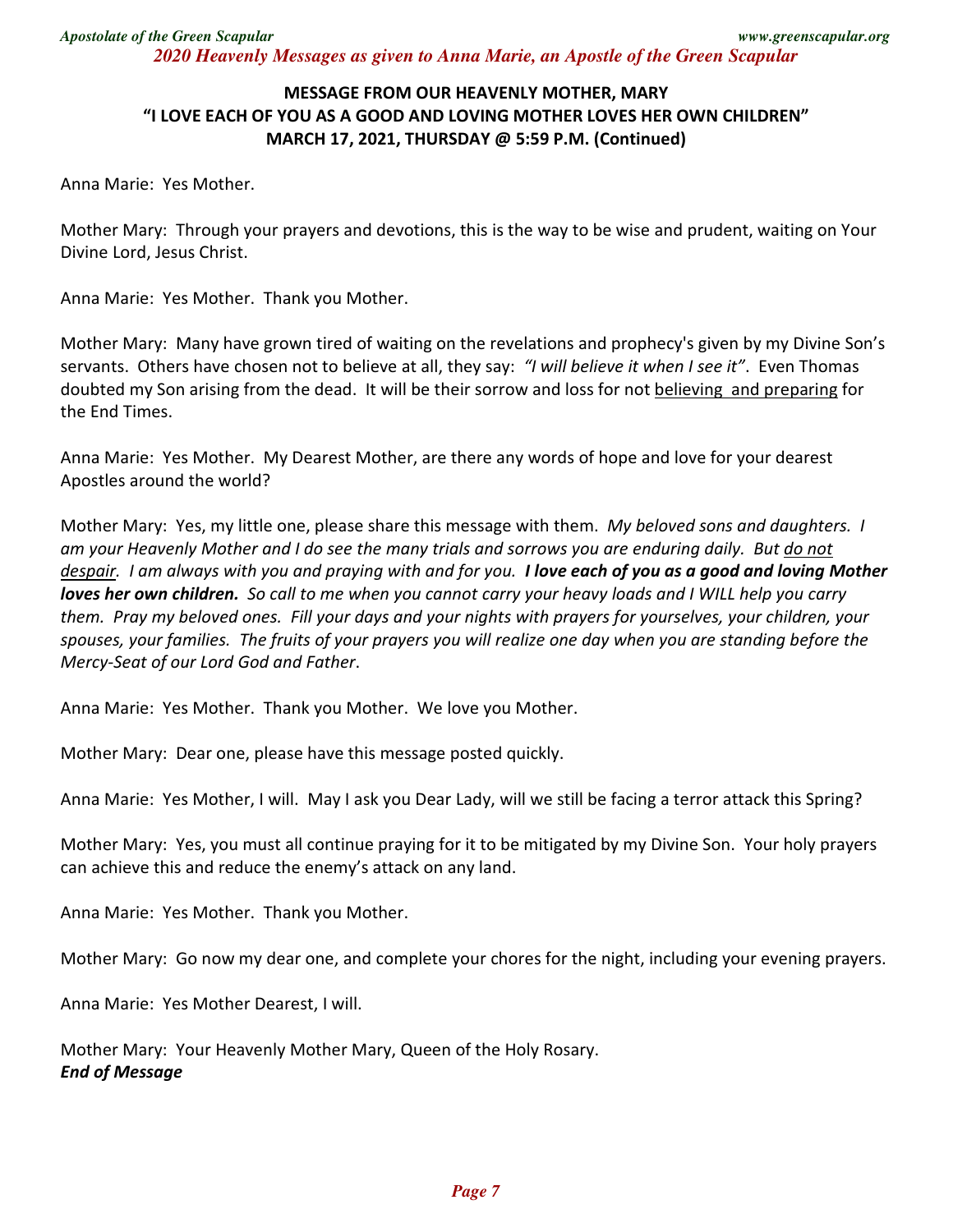**MESSAGE FROM OUR HEAVENLY MOTHER, MARY**
**"I LOVE EACH OF YOU AS A GOOD AND LOVING MOTHER LOVES HER OWN CHILDREN"**
**MARCH 17, 2021, THURSDAY @ 5:59 P.M. (Continued)**

Anna Marie: Yes Mother.

Mother Mary: Through your prayers and devotions, this is the way to be wise and prudent, waiting on Your Divine Lord, Jesus Christ.

Anna Marie: Yes Mother. Thank you Mother.

Mother Mary: Many have grown tired of waiting on the revelations and prophecy's given by my Divine Son's servants. Others have chosen not to believe at all, they say: *"I will believe it when I see it"*. Even Thomas doubted my Son arising from the dead. It will be their sorrow and loss for not <u>believing and preparing</u> for the End Times.

Anna Marie: Yes Mother. My Dearest Mother, are there any words of hope and love for your dearest Apostles around the world?

Mother Mary: Yes, my little one, please share this message with them. *My beloved sons and daughters. I am your Heavenly Mother and I do see the many trials and sorrows you are enduring daily. But <u>do not despair</u>. I am always with you and praying with and for you.* ***I love each of you as a good and loving Mother loves her own children.*** *So call to me when you cannot carry your heavy loads and I WILL help you carry them. Pray my beloved ones. Fill your days and your nights with prayers for yourselves, your children, your spouses, your families. The fruits of your prayers you will realize one day when you are standing before the Mercy-Seat of our Lord God and Father*.

Anna Marie: Yes Mother. Thank you Mother. We love you Mother.

Mother Mary: Dear one, please have this message posted quickly.

Anna Marie: Yes Mother, I will. May I ask you Dear Lady, will we still be facing a terror attack this Spring?

Mother Mary: Yes, you must all continue praying for it to be mitigated by my Divine Son. Your holy prayers can achieve this and reduce the enemy's attack on any land.

Anna Marie: Yes Mother. Thank you Mother.

Mother Mary: Go now my dear one, and complete your chores for the night, including your evening prayers.

Anna Marie: Yes Mother Dearest, I will.

Mother Mary: Your Heavenly Mother Mary, Queen of the Holy Rosary.
***End of Message***